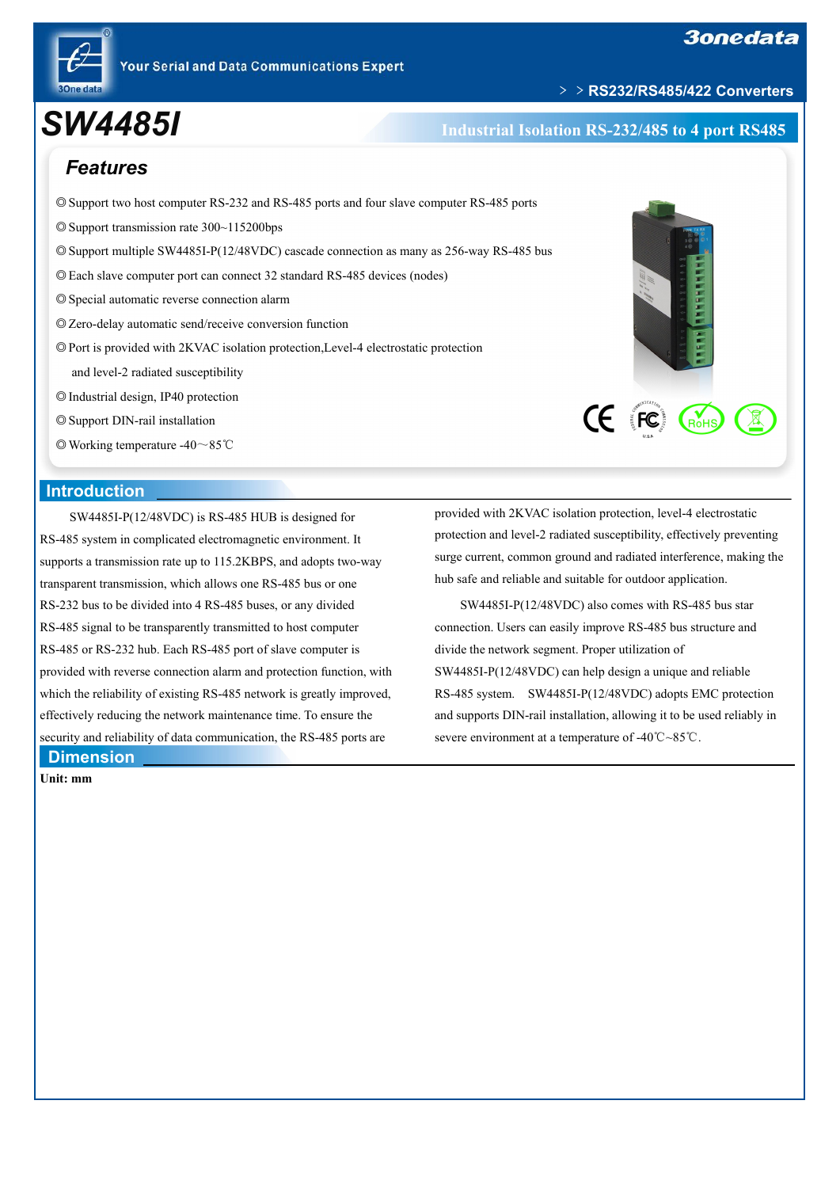# SW4485I

## Industrial Isolation RS-232/485 to 4 port RS485

### Features

- ◎ Support two host computer RS-232 and RS-485 ports and four slave computer RS-485 ports
- ◎ Support transmission rate 300~115200bps
- ◎ Support multiple SW4485I-P(12/48VDC) cascade connection as many as 256-way RS-485 bus
- ◎ Each slave computer port can connect 32 standard RS-485 devices (nodes)
- ◎ Special automatic reverse connection alarm
- ◎ Zero-delay automatic send/receive conversion function
- ◎ Port is provided with 2KVAC isolation protection,Level-4 electrostatic protection and level-2 radiated susceptibility
- ◎ Industrial design, IP40 protection
- ◎ Support DIN-rail installation
- ◎ Working temperature -40～85℃

## Introduction

SW4485I-P(12/48VDC) is RS-485 HUB is designed for RS-485 system in complicated electromagnetic environment. It supports a transmission rate up to 115.2KBPS, and adopts two-way transparent transmission, which allows one RS-485 bus or one RS-232 bus to be divided into 4 RS-485 buses, or any divided RS-485 signal to be transparently transmitted to host computer RS-485 or RS-232 hub. Each RS-485 port of slave computer is provided with reverse connection alarm and protection function, with which the reliability of existing RS-485 network is greatly improved, effectively reducing the network maintenance time. To ensure the security and reliability of data communication, the RS-485 ports are provided with 2KVAC isolation protection, level-4 electrostatic protection and level-2 radiated susceptibility, effectively preventing surge current, common ground and radiated interference, making the hub safe and reliable and suitable for outdoor application.

SW4485I-P(12/48VDC) also comes with RS-485 bus star connection. Users can easily improve RS-485 bus structure and divide the network segment. Proper utilization of SW4485I-P(12/48VDC) can help design a unique and reliable RS-485 system. SW4485I-P(12/48VDC) adopts EMC protection and supports DIN-rail installation, allowing it to be used reliably in severe environment at a temperature of -40℃~85℃.

## Dimension

**Unit: mm**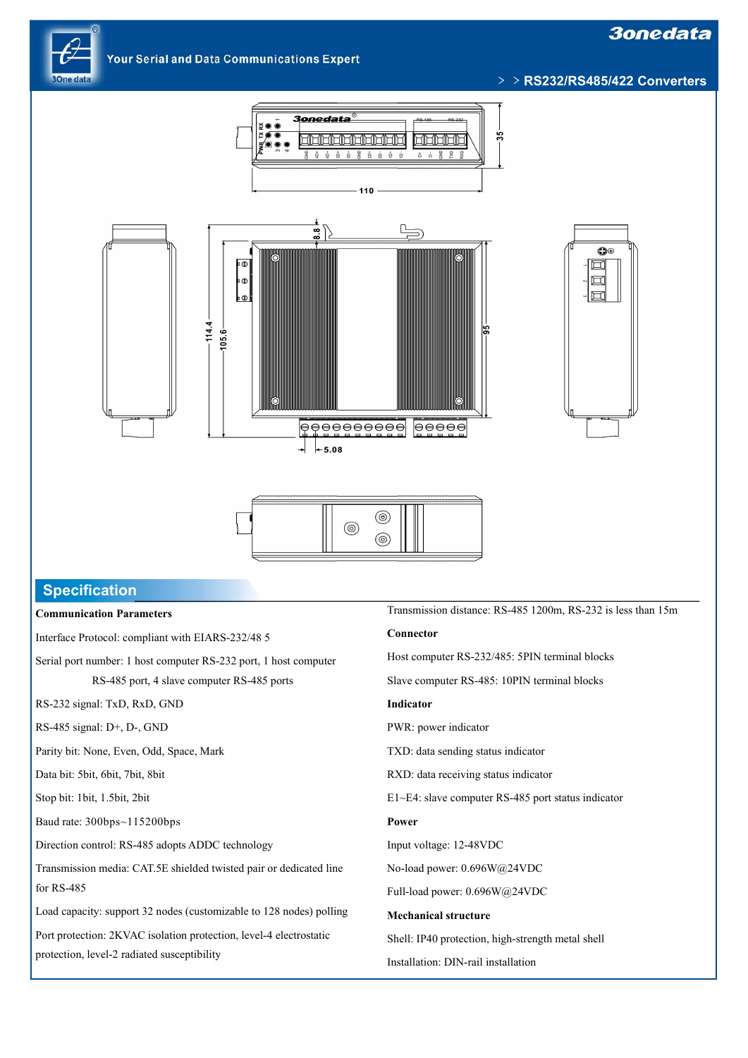## Specification

**Communication Parameters**

Interface Protocol: compliant with EIARS-232/48 5

Serial port number: 1 host computer RS-232 port, 1 host computer RS-485 port, 4 slave computer RS-485 ports

RS-232 signal: TxD, RxD, GND

RS-485 signal: D+, D-, GND

Parity bit: None, Even, Odd, Space, Mark

Data bit: 5bit, 6bit, 7bit, 8bit

Stop bit: 1bit, 1.5bit, 2bit

Baud rate: 300bps~115200bps

Direction control: RS-485 adopts ADDC technology

Transmission media: CAT.5E shielded twisted pair or dedicated line for RS-485

Load capacity: support 32 nodes (customizable to 128 nodes) polling

Port protection: 2KVAC isolation protection, level-4 electrostatic protection, level-2 radiated susceptibility

Transmission distance: RS-485 1200m, RS-232 is less than 15m

**Connector**

Host computer RS-232/485: 5PIN terminal blocks

Slave computer RS-485: 10PIN terminal blocks

**Indicator**

PWR: power indicator

TXD: data sending status indicator

RXD: data receiving status indicator

E1~E4: slave computer RS-485 port status indicator

**Power**

Input voltage: 12-48VDC

No-load power: 0.696W@24VDC

Full-load power: 0.696W@24VDC

**Mechanical structure**

Shell: IP40 protection, high-strength metal shell

Installation: DIN-rail installation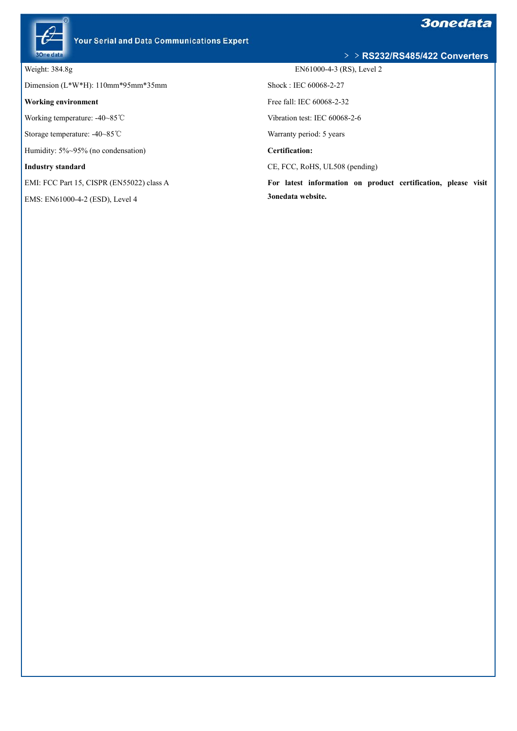Weight: 384.8g

Dimension (L*W*H): 110mm*95mm*35mm

**Working environment**

Working temperature: -40~85℃

Storage temperature: -40~85℃

Humidity: 5%~95% (no condensation)

**Industry standard**

EMI: FCC Part 15, CISPR (EN55022) class A

EMS: EN61000-4-2 (ESD), Level 4

EN61000-4-3 (RS), Level 2

Shock : IEC 60068-2-27

Free fall: IEC 60068-2-32

Vibration test: IEC 60068-2-6

Warranty period: 5 years

**Certification:**

CE, FCC, RoHS, UL508 (pending)

**For latest information on product certification, please visit 3onedata website.**